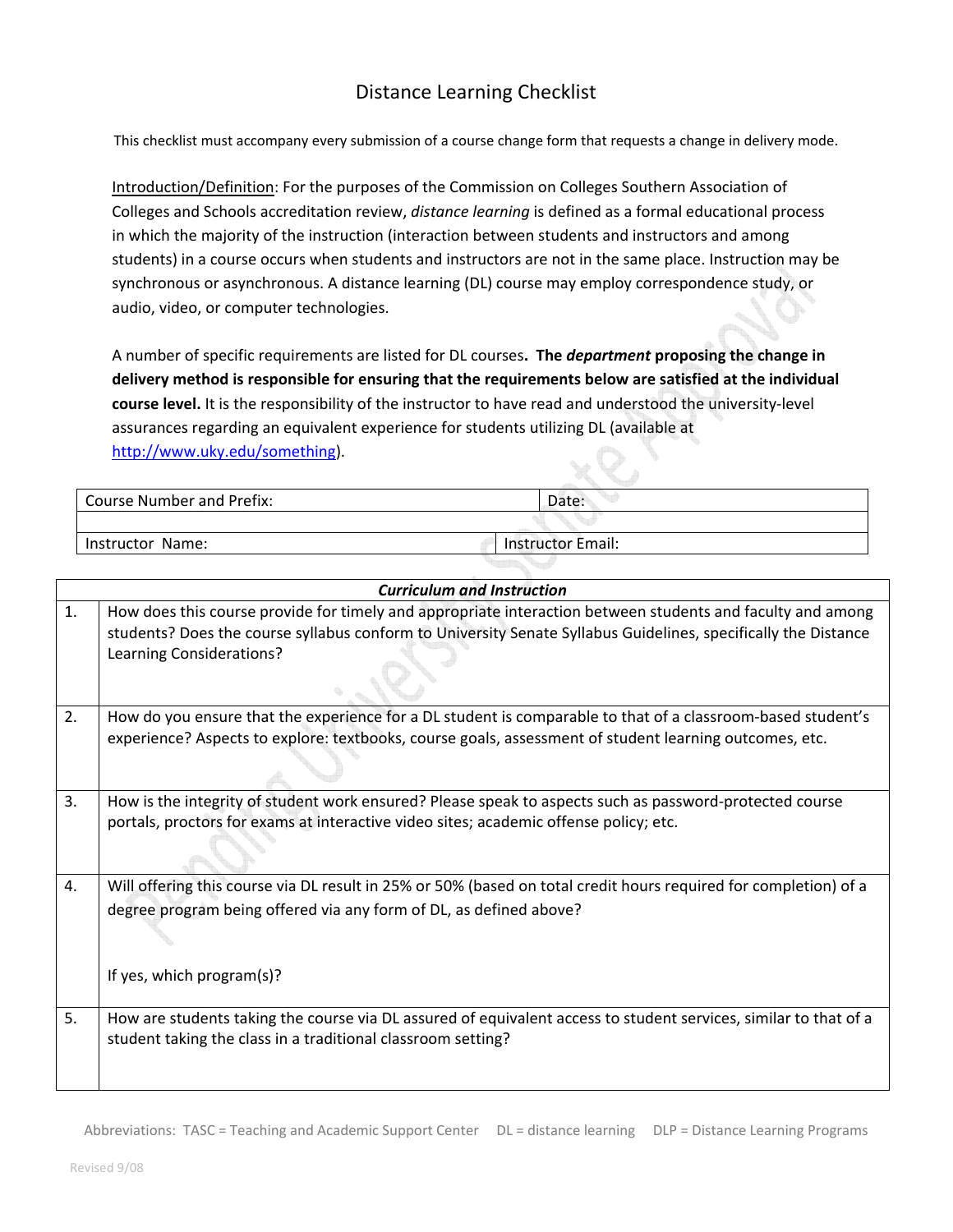# Distance Learning Checklist

This checklist must accompany every submission of a course change form that requests a change in delivery mode.

Introduction/Definition: For the purposes of the Commission on Colleges Southern Association of Colleges and Schools accreditation review, *distance learning* is defined as a formal educational process in which the majority of the instruction (interaction between students and instructors and among students) in a course occurs when students and instructors are not in the same place. Instruction may be synchronous or asynchronous. A distance learning (DL) course may employ correspondence study, or audio, video, or computer technologies.

A number of specific requirements are listed for DL courses. **The *department* proposing the change in delivery method is responsible for ensuring that the requirements below are satisfied at the individual course level.** It is the responsibility of the instructor to have read and understood the university-level assurances regarding an equivalent experience for students utilizing DL (available at http://www.uky.edu/something).

| Course Number and Prefix: | Date: |
|---|---|
| | |
| Instructor Name: | Instructor Email: |

| | ***Curriculum and Instruction*** |
|---|---|
| 1. | How does this course provide for timely and appropriate interaction between students and faculty and among students? Does the course syllabus conform to University Senate Syllabus Guidelines, specifically the Distance Learning Considerations? |
| 2. | How do you ensure that the experience for a DL student is comparable to that of a classroom-based student's experience? Aspects to explore: textbooks, course goals, assessment of student learning outcomes, etc. |
| 3. | How is the integrity of student work ensured? Please speak to aspects such as password-protected course portals, proctors for exams at interactive video sites; academic offense policy; etc. |
| 4. | Will offering this course via DL result in 25% or 50% (based on total credit hours required for completion) of a degree program being offered via any form of DL, as defined above?<br><br>If yes, which program(s)? |
| 5. | How are students taking the course via DL assured of equivalent access to student services, similar to that of a student taking the class in a traditional classroom setting? |

Abbreviations: TASC = Teaching and Academic Support Center DL = distance learning DLP = Distance Learning Programs

Revised 9/08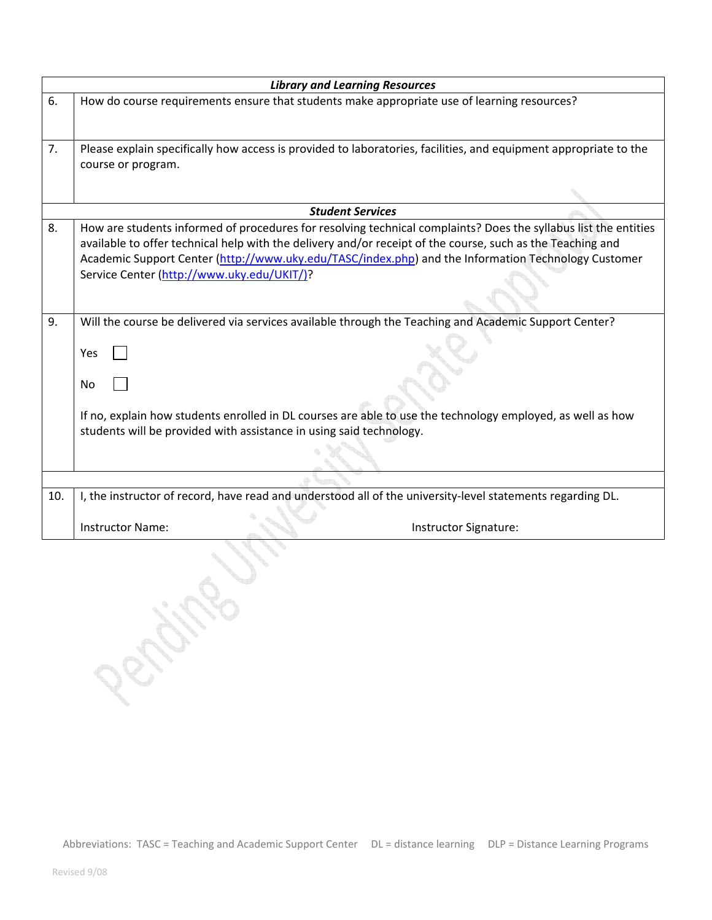| | |
|---|---|
| | ***Library and Learning Resources*** |
| 6. | How do course requirements ensure that students make appropriate use of learning resources? |
| 7. | Please explain specifically how access is provided to laboratories, facilities, and equipment appropriate to the course or program. |
| | ***Student Services*** |
| 8. | How are students informed of procedures for resolving technical complaints? Does the syllabus list the entities available to offer technical help with the delivery and/or receipt of the course, such as the Teaching and Academic Support Center (http://www.uky.edu/TASC/index.php) and the Information Technology Customer Service Center (http://www.uky.edu/UKIT/)? |
| 9. | Will the course be delivered via services available through the Teaching and Academic Support Center?<br><br>Yes ☐<br><br>No ☐<br><br>If no, explain how students enrolled in DL courses are able to use the technology employed, as well as how students will be provided with assistance in using said technology. |
| | |
| 10. | I, the instructor of record, have read and understood all of the university-level statements regarding DL.<br><br>Instructor Name: Instructor Signature: |

Abbreviations: TASC = Teaching and Academic Support Center DL = distance learning DLP = Distance Learning Programs

Revised 9/08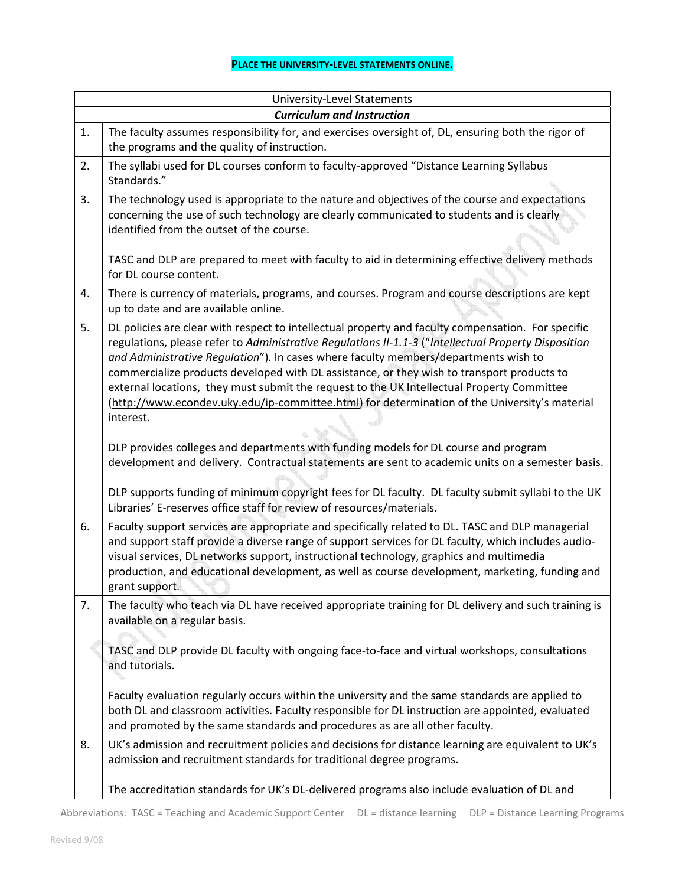**PLACE THE UNIVERSITY-LEVEL STATEMENTS ONLINE.**

| University-Level Statements | |
|---|---|
| ***Curriculum and Instruction*** | |
| 1. | The faculty assumes responsibility for, and exercises oversight of, DL, ensuring both the rigor of the programs and the quality of instruction. |
| 2. | The syllabi used for DL courses conform to faculty-approved "Distance Learning Syllabus Standards." |
| 3. | The technology used is appropriate to the nature and objectives of the course and expectations concerning the use of such technology are clearly communicated to students and is clearly identified from the outset of the course.<br><br>TASC and DLP are prepared to meet with faculty to aid in determining effective delivery methods for DL course content. |
| 4. | There is currency of materials, programs, and courses. Program and course descriptions are kept up to date and are available online. |
| 5. | DL policies are clear with respect to intellectual property and faculty compensation. For specific regulations, please refer to *Administrative Regulations II-1.1-3* ("*Intellectual Property Disposition and Administrative Regulation*"). In cases where faculty members/departments wish to commercialize products developed with DL assistance, or they wish to transport products to external locations, they must submit the request to the UK Intellectual Property Committee (http://www.econdev.uky.edu/ip-committee.html) for determination of the University's material interest.<br><br>DLP provides colleges and departments with funding models for DL course and program development and delivery. Contractual statements are sent to academic units on a semester basis.<br><br>DLP supports funding of minimum copyright fees for DL faculty. DL faculty submit syllabi to the UK Libraries' E-reserves office staff for review of resources/materials. |
| 6. | Faculty support services are appropriate and specifically related to DL. TASC and DLP managerial and support staff provide a diverse range of support services for DL faculty, which includes audio-visual services, DL networks support, instructional technology, graphics and multimedia production, and educational development, as well as course development, marketing, funding and grant support. |
| 7. | The faculty who teach via DL have received appropriate training for DL delivery and such training is available on a regular basis.<br><br>TASC and DLP provide DL faculty with ongoing face-to-face and virtual workshops, consultations and tutorials.<br><br>Faculty evaluation regularly occurs within the university and the same standards are applied to both DL and classroom activities. Faculty responsible for DL instruction are appointed, evaluated and promoted by the same standards and procedures as are all other faculty. |
| 8. | UK's admission and recruitment policies and decisions for distance learning are equivalent to UK's admission and recruitment standards for traditional degree programs.<br><br>The accreditation standards for UK's DL-delivered programs also include evaluation of DL and |

Abbreviations: TASC = Teaching and Academic Support Center DL = distance learning DLP = Distance Learning Programs

Revised 9/08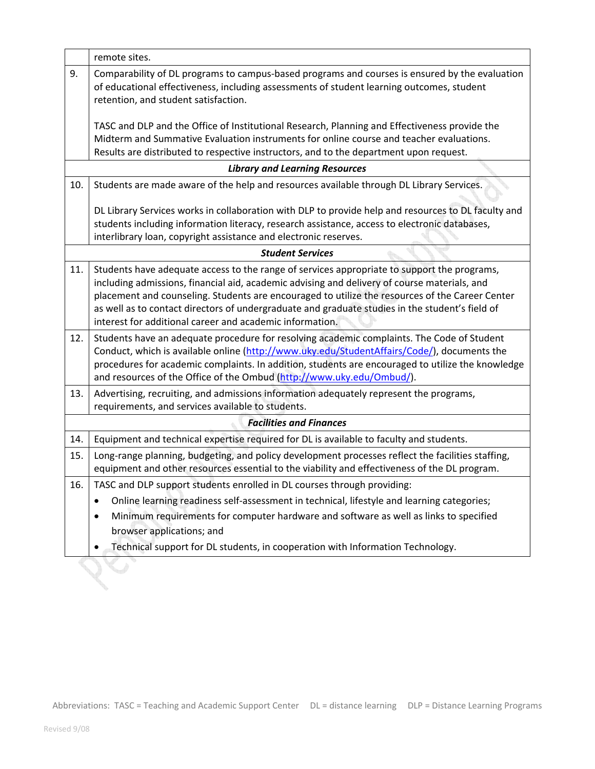| | |
|---|---|
| | remote sites. |
| 9. | Comparability of DL programs to campus-based programs and courses is ensured by the evaluation of educational effectiveness, including assessments of student learning outcomes, student retention, and student satisfaction.<br><br>TASC and DLP and the Office of Institutional Research, Planning and Effectiveness provide the Midterm and Summative Evaluation instruments for online course and teacher evaluations. Results are distributed to respective instructors, and to the department upon request. |
| | ***Library and Learning Resources*** |
| 10. | Students are made aware of the help and resources available through DL Library Services.<br><br>DL Library Services works in collaboration with DLP to provide help and resources to DL faculty and students including information literacy, research assistance, access to electronic databases, interlibrary loan, copyright assistance and electronic reserves. |
| | ***Student Services*** |
| 11. | Students have adequate access to the range of services appropriate to support the programs, including admissions, financial aid, academic advising and delivery of course materials, and placement and counseling. Students are encouraged to utilize the resources of the Career Center as well as to contact directors of undergraduate and graduate studies in the student's field of interest for additional career and academic information. |
| 12. | Students have an adequate procedure for resolving academic complaints. The Code of Student Conduct, which is available online (http://www.uky.edu/StudentAffairs/Code/), documents the procedures for academic complaints. In addition, students are encouraged to utilize the knowledge and resources of the Office of the Ombud (http://www.uky.edu/Ombud/). |
| 13. | Advertising, recruiting, and admissions information adequately represent the programs, requirements, and services available to students. |
| | ***Facilities and Finances*** |
| 14. | Equipment and technical expertise required for DL is available to faculty and students. |
| 15. | Long-range planning, budgeting, and policy development processes reflect the facilities staffing, equipment and other resources essential to the viability and effectiveness of the DL program. |
| 16. | TASC and DLP support students enrolled in DL courses through providing:<br>• Online learning readiness self-assessment in technical, lifestyle and learning categories;<br>• Minimum requirements for computer hardware and software as well as links to specified browser applications; and<br>• Technical support for DL students, in cooperation with Information Technology. |

Abbreviations: TASC = Teaching and Academic Support Center    DL = distance learning    DLP = Distance Learning Programs

Revised 9/08